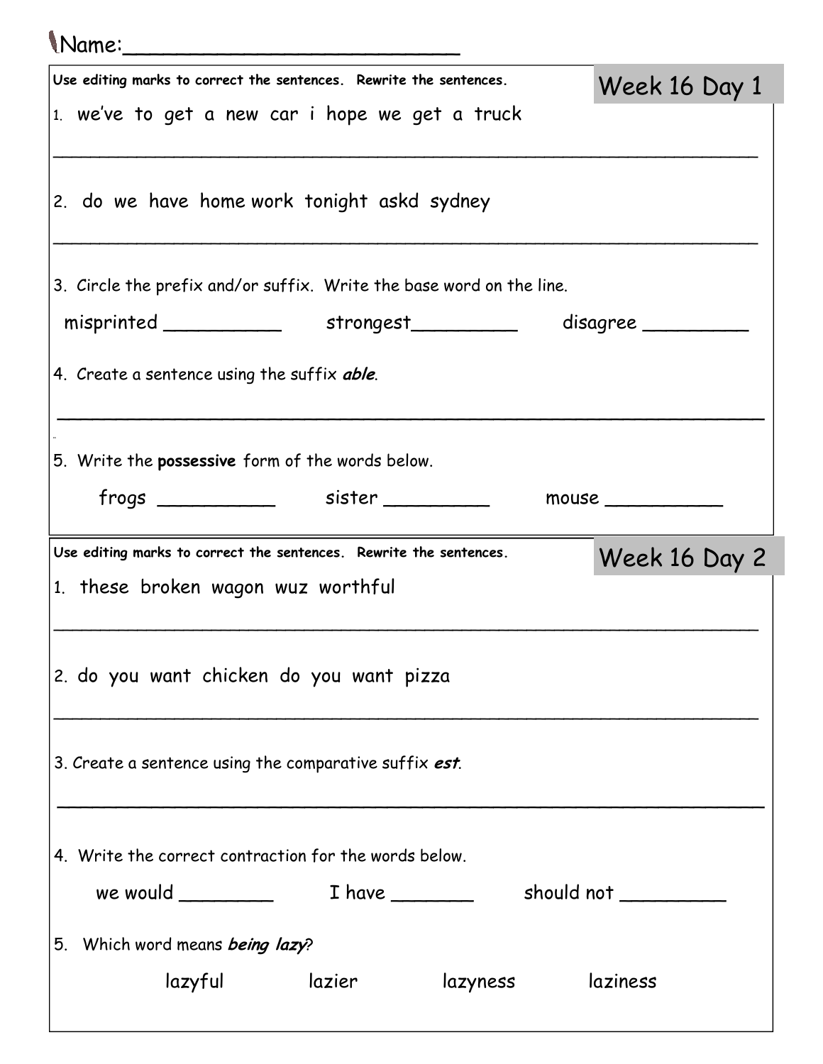Name:________________________

## Week 16 Day 1

**Use editing marks to correct the sentences. Rewrite the sentences.**

1. we've to get a new car i hope we get a truck

_______________________________________________________________

2. do we have home work tonight askd sydney

_______________________________________________________________

3. Circle the prefix and/or suffix. Write the base word on the line.

misprinted __________ strongest_________ disagree _________

4. Create a sentence using the suffix ***able***.

_______________________________________________________________

5. Write the **possessive** form of the words below.

frogs __________ sister _________ mouse __________

## Week 16 Day 2

**Use editing marks to correct the sentences. Rewrite the sentences.**

1. these broken wagon wuz worthful

_______________________________________________________________

2. do you want chicken do you want pizza

_______________________________________________________________

3. Create a sentence using the comparative suffix ***est***.

_______________________________________________________________

4. Write the correct contraction for the words below.

we would ________ I have _______ should not _________

5. Which word means ***being lazy***?

lazyful lazier lazyness laziness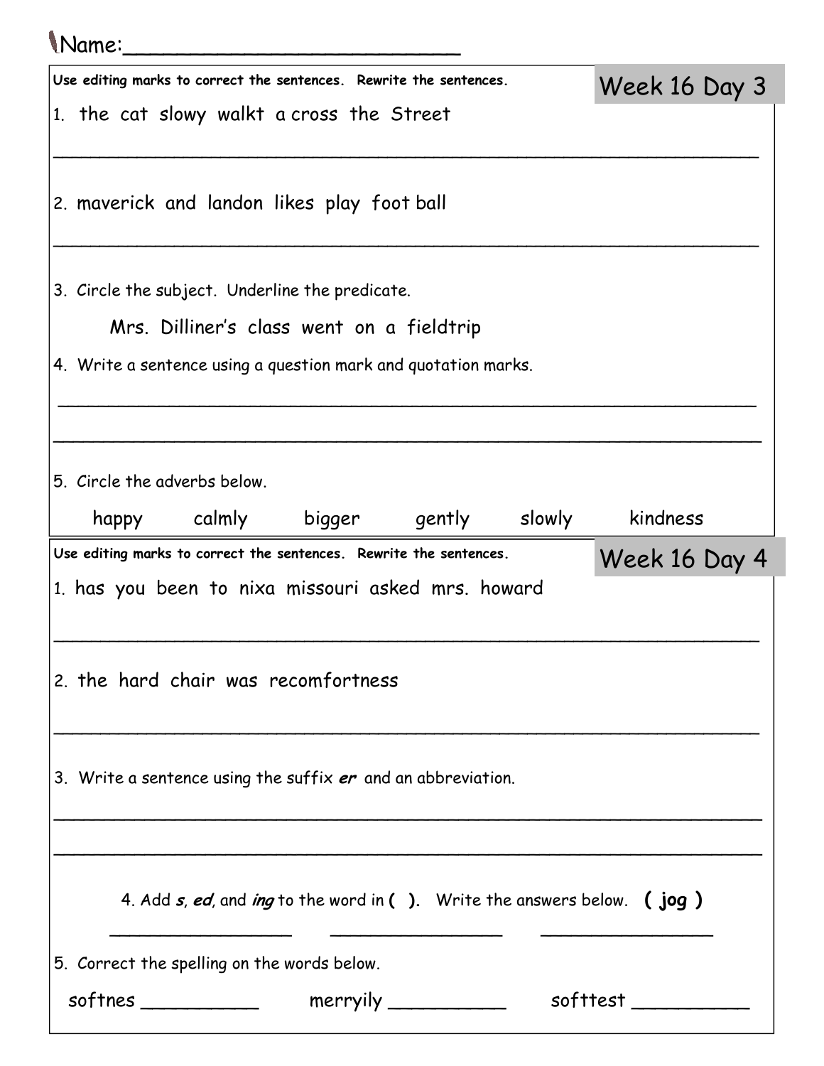Name:________________________

## Week 16 Day 3

**Use editing marks to correct the sentences. Rewrite the sentences.**

1. the cat slowy walkt a cross the Street

_______________________________________________________________

2. maverick and landon likes play foot ball

_______________________________________________________________

3. Circle the subject. Underline the predicate.

   Mrs. Dilliner's class went on a fieldtrip

4. Write a sentence using a question mark and quotation marks.

_______________________________________________________________

_______________________________________________________________

5. Circle the adverbs below.

   happy calmly bigger gently slowly kindness

## Week 16 Day 4

**Use editing marks to correct the sentences. Rewrite the sentences.**

1. has you been to nixa missouri asked mrs. howard

_______________________________________________________________

2. the hard chair was recomfortness

_______________________________________________________________

3. Write a sentence using the suffix ***er*** and an abbreviation.

_______________________________________________________________

_______________________________________________________________

4. Add ***s***, ***ed***, and ***ing*** to the word in **( )**. Write the answers below. **( jog )**

   _______________ _______________ _______________

5. Correct the spelling on the words below.

   softnes __________ merryily __________ softtest __________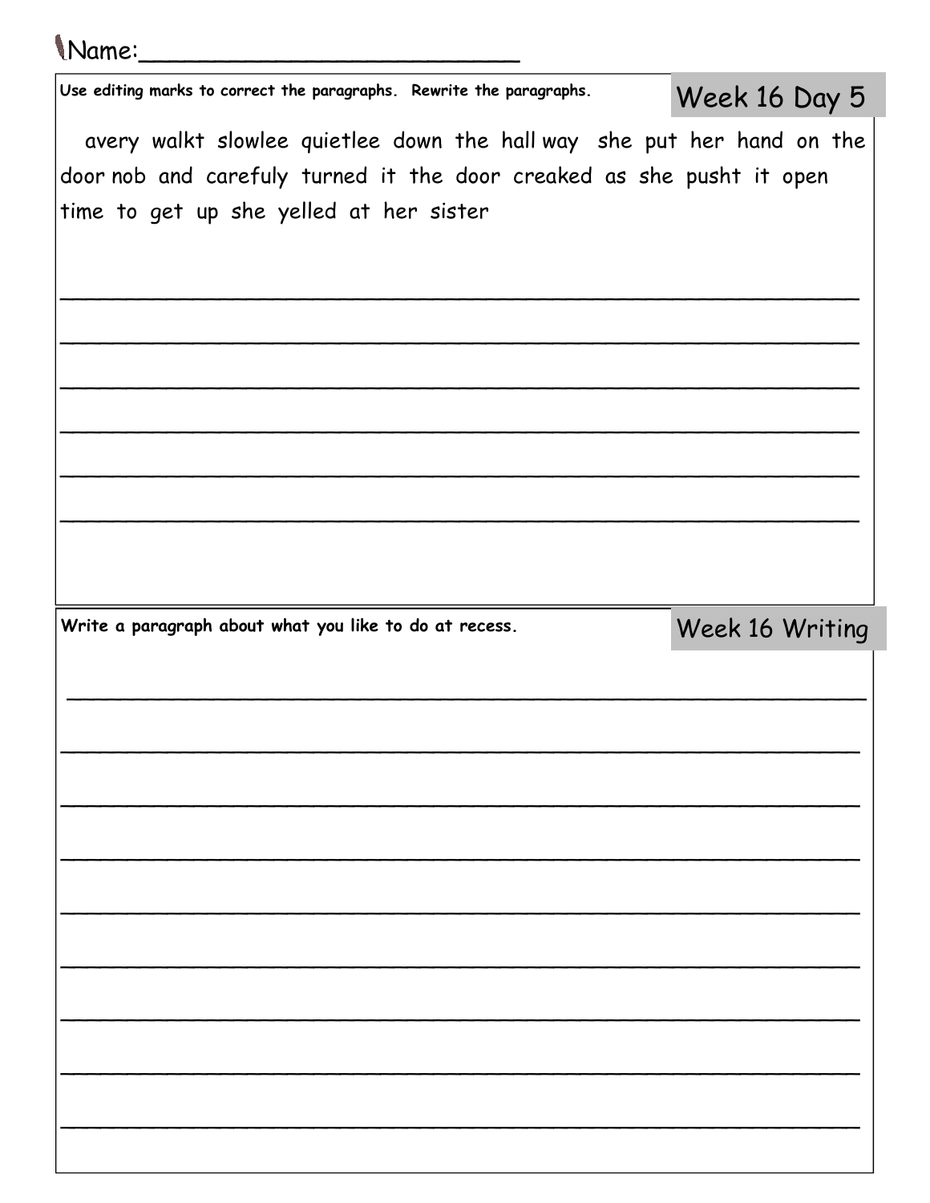Name:_________________________

**Use editing marks to correct the paragraphs. Rewrite the paragraphs.**

Week 16 Day 5

avery walkt slowlee quietlee down the hall way she put her hand on the door nob and carefuly turned it the door creaked as she pusht it open time to get up she yelled at her sister

______________________________________________________________

______________________________________________________________

______________________________________________________________

______________________________________________________________

______________________________________________________________

______________________________________________________________

**Write a paragraph about what you like to do at recess.**

Week 16 Writing

______________________________________________________________

______________________________________________________________

______________________________________________________________

______________________________________________________________

______________________________________________________________

______________________________________________________________

______________________________________________________________

______________________________________________________________

______________________________________________________________